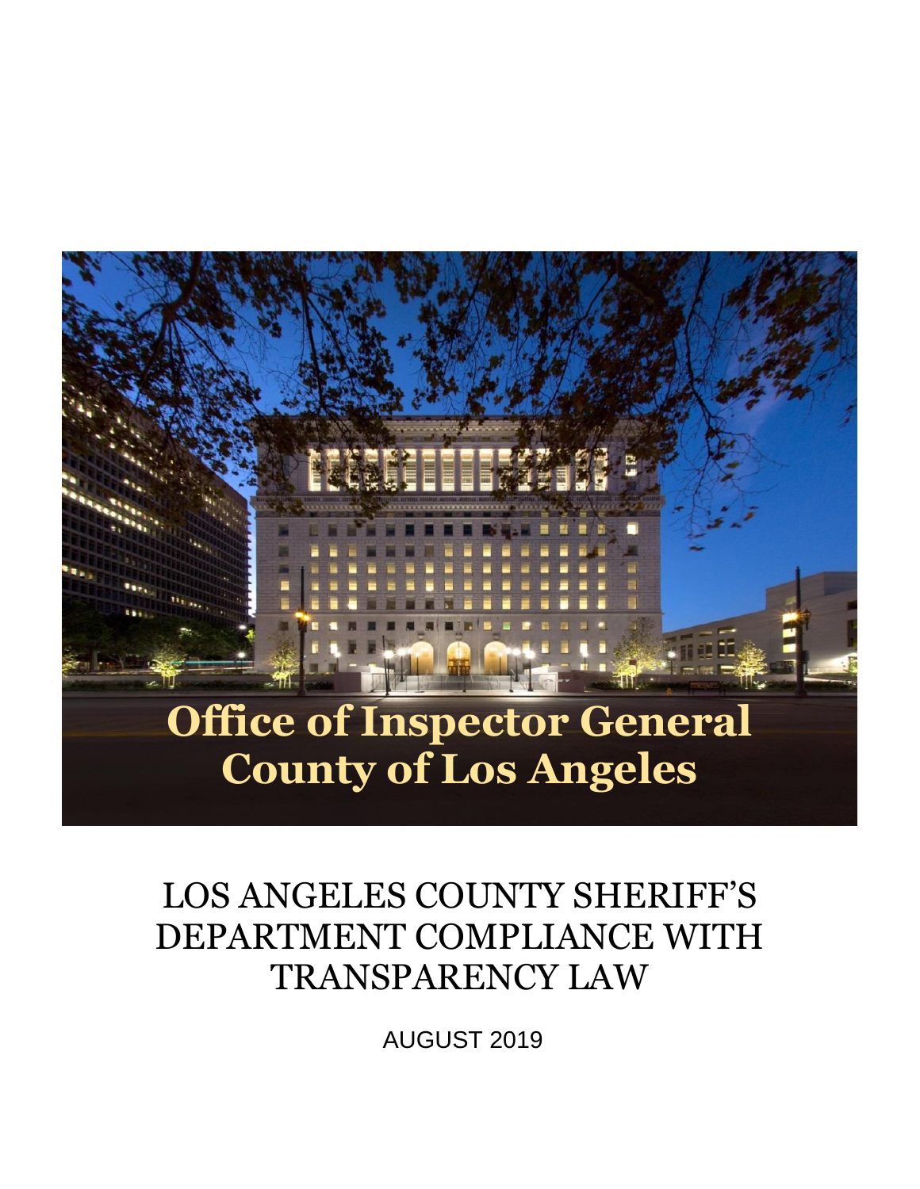# Office of Inspector General
# County of Los Angeles

## LOS ANGELES COUNTY SHERIFF'S DEPARTMENT COMPLIANCE WITH TRANSPARENCY LAW

AUGUST 2019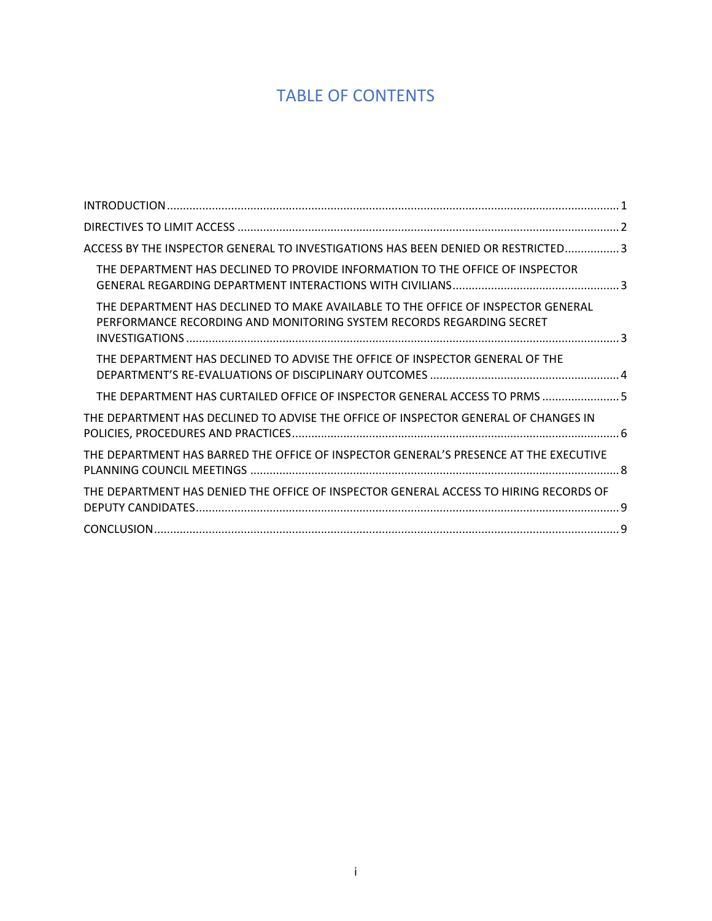# TABLE OF CONTENTS

INTRODUCTION ... 1

DIRECTIVES TO LIMIT ACCESS ... 2

ACCESS BY THE INSPECTOR GENERAL TO INVESTIGATIONS HAS BEEN DENIED OR RESTRICTED ... 3

- THE DEPARTMENT HAS DECLINED TO PROVIDE INFORMATION TO THE OFFICE OF INSPECTOR GENERAL REGARDING DEPARTMENT INTERACTIONS WITH CIVILIANS ... 3
- THE DEPARTMENT HAS DECLINED TO MAKE AVAILABLE TO THE OFFICE OF INSPECTOR GENERAL PERFORMANCE RECORDING AND MONITORING SYSTEM RECORDS REGARDING SECRET INVESTIGATIONS ... 3
- THE DEPARTMENT HAS DECLINED TO ADVISE THE OFFICE OF INSPECTOR GENERAL OF THE DEPARTMENT'S RE-EVALUATIONS OF DISCIPLINARY OUTCOMES ... 4
- THE DEPARTMENT HAS CURTAILED OFFICE OF INSPECTOR GENERAL ACCESS TO PRMS ... 5

THE DEPARTMENT HAS DECLINED TO ADVISE THE OFFICE OF INSPECTOR GENERAL OF CHANGES IN POLICIES, PROCEDURES AND PRACTICES ... 6

THE DEPARTMENT HAS BARRED THE OFFICE OF INSPECTOR GENERAL'S PRESENCE AT THE EXECUTIVE PLANNING COUNCIL MEETINGS ... 8

THE DEPARTMENT HAS DENIED THE OFFICE OF INSPECTOR GENERAL ACCESS TO HIRING RECORDS OF DEPUTY CANDIDATES ... 9

CONCLUSION ... 9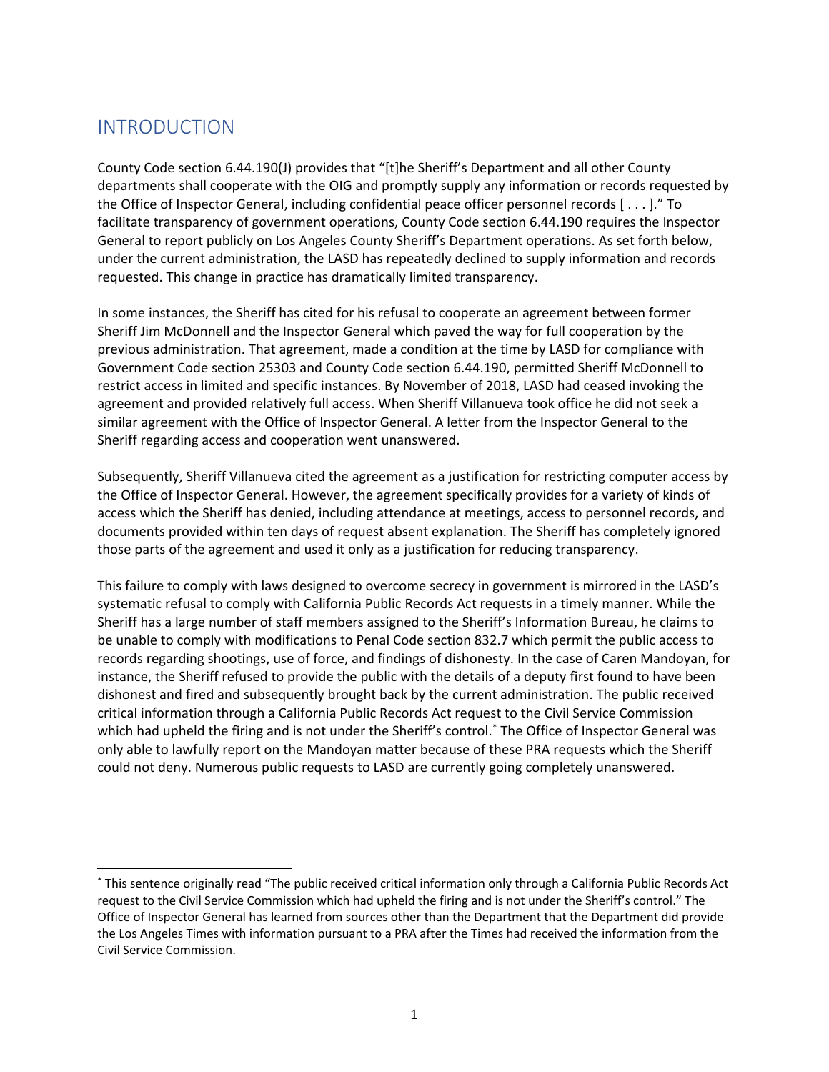## INTRODUCTION

County Code section 6.44.190(J) provides that "[t]he Sheriff's Department and all other County departments shall cooperate with the OIG and promptly supply any information or records requested by the Office of Inspector General, including confidential peace officer personnel records [ . . . ]." To facilitate transparency of government operations, County Code section 6.44.190 requires the Inspector General to report publicly on Los Angeles County Sheriff's Department operations. As set forth below, under the current administration, the LASD has repeatedly declined to supply information and records requested. This change in practice has dramatically limited transparency.

In some instances, the Sheriff has cited for his refusal to cooperate an agreement between former Sheriff Jim McDonnell and the Inspector General which paved the way for full cooperation by the previous administration. That agreement, made a condition at the time by LASD for compliance with Government Code section 25303 and County Code section 6.44.190, permitted Sheriff McDonnell to restrict access in limited and specific instances. By November of 2018, LASD had ceased invoking the agreement and provided relatively full access. When Sheriff Villanueva took office he did not seek a similar agreement with the Office of Inspector General. A letter from the Inspector General to the Sheriff regarding access and cooperation went unanswered.

Subsequently, Sheriff Villanueva cited the agreement as a justification for restricting computer access by the Office of Inspector General. However, the agreement specifically provides for a variety of kinds of access which the Sheriff has denied, including attendance at meetings, access to personnel records, and documents provided within ten days of request absent explanation. The Sheriff has completely ignored those parts of the agreement and used it only as a justification for reducing transparency.

This failure to comply with laws designed to overcome secrecy in government is mirrored in the LASD's systematic refusal to comply with California Public Records Act requests in a timely manner. While the Sheriff has a large number of staff members assigned to the Sheriff's Information Bureau, he claims to be unable to comply with modifications to Penal Code section 832.7 which permit the public access to records regarding shootings, use of force, and findings of dishonesty. In the case of Caren Mandoyan, for instance, the Sheriff refused to provide the public with the details of a deputy first found to have been dishonest and fired and subsequently brought back by the current administration. The public received critical information through a California Public Records Act request to the Civil Service Commission which had upheld the firing and is not under the Sheriff's control.* The Office of Inspector General was only able to lawfully report on the Mandoyan matter because of these PRA requests which the Sheriff could not deny. Numerous public requests to LASD are currently going completely unanswered.

---

* This sentence originally read "The public received critical information only through a California Public Records Act request to the Civil Service Commission which had upheld the firing and is not under the Sheriff's control." The Office of Inspector General has learned from sources other than the Department that the Department did provide the Los Angeles Times with information pursuant to a PRA after the Times had received the information from the Civil Service Commission.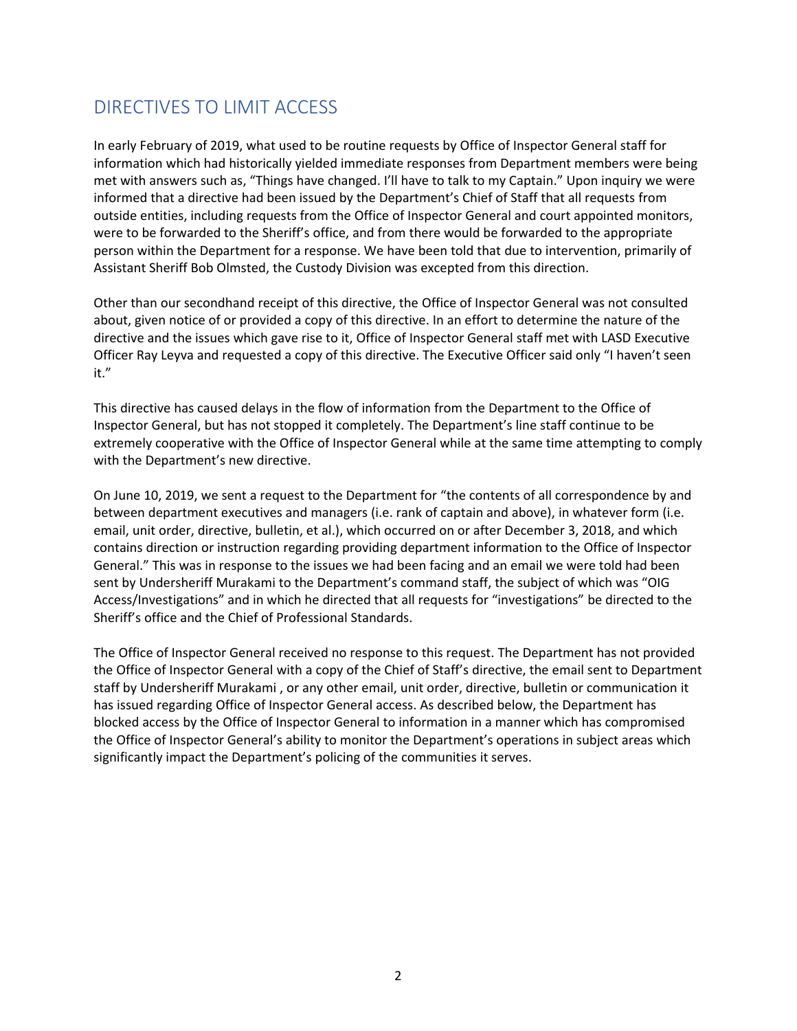## DIRECTIVES TO LIMIT ACCESS

In early February of 2019, what used to be routine requests by Office of Inspector General staff for information which had historically yielded immediate responses from Department members were being met with answers such as, "Things have changed. I'll have to talk to my Captain." Upon inquiry we were informed that a directive had been issued by the Department's Chief of Staff that all requests from outside entities, including requests from the Office of Inspector General and court appointed monitors, were to be forwarded to the Sheriff's office, and from there would be forwarded to the appropriate person within the Department for a response. We have been told that due to intervention, primarily of Assistant Sheriff Bob Olmsted, the Custody Division was excepted from this direction.

Other than our secondhand receipt of this directive, the Office of Inspector General was not consulted about, given notice of or provided a copy of this directive. In an effort to determine the nature of the directive and the issues which gave rise to it, Office of Inspector General staff met with LASD Executive Officer Ray Leyva and requested a copy of this directive. The Executive Officer said only "I haven't seen it."

This directive has caused delays in the flow of information from the Department to the Office of Inspector General, but has not stopped it completely. The Department's line staff continue to be extremely cooperative with the Office of Inspector General while at the same time attempting to comply with the Department's new directive.

On June 10, 2019, we sent a request to the Department for "the contents of all correspondence by and between department executives and managers (i.e. rank of captain and above), in whatever form (i.e. email, unit order, directive, bulletin, et al.), which occurred on or after December 3, 2018, and which contains direction or instruction regarding providing department information to the Office of Inspector General." This was in response to the issues we had been facing and an email we were told had been sent by Undersheriff Murakami to the Department's command staff, the subject of which was "OIG Access/Investigations" and in which he directed that all requests for "investigations" be directed to the Sheriff's office and the Chief of Professional Standards.

The Office of Inspector General received no response to this request. The Department has not provided the Office of Inspector General with a copy of the Chief of Staff's directive, the email sent to Department staff by Undersheriff Murakami , or any other email, unit order, directive, bulletin or communication it has issued regarding Office of Inspector General access. As described below, the Department has blocked access by the Office of Inspector General to information in a manner which has compromised the Office of Inspector General's ability to monitor the Department's operations in subject areas which significantly impact the Department's policing of the communities it serves.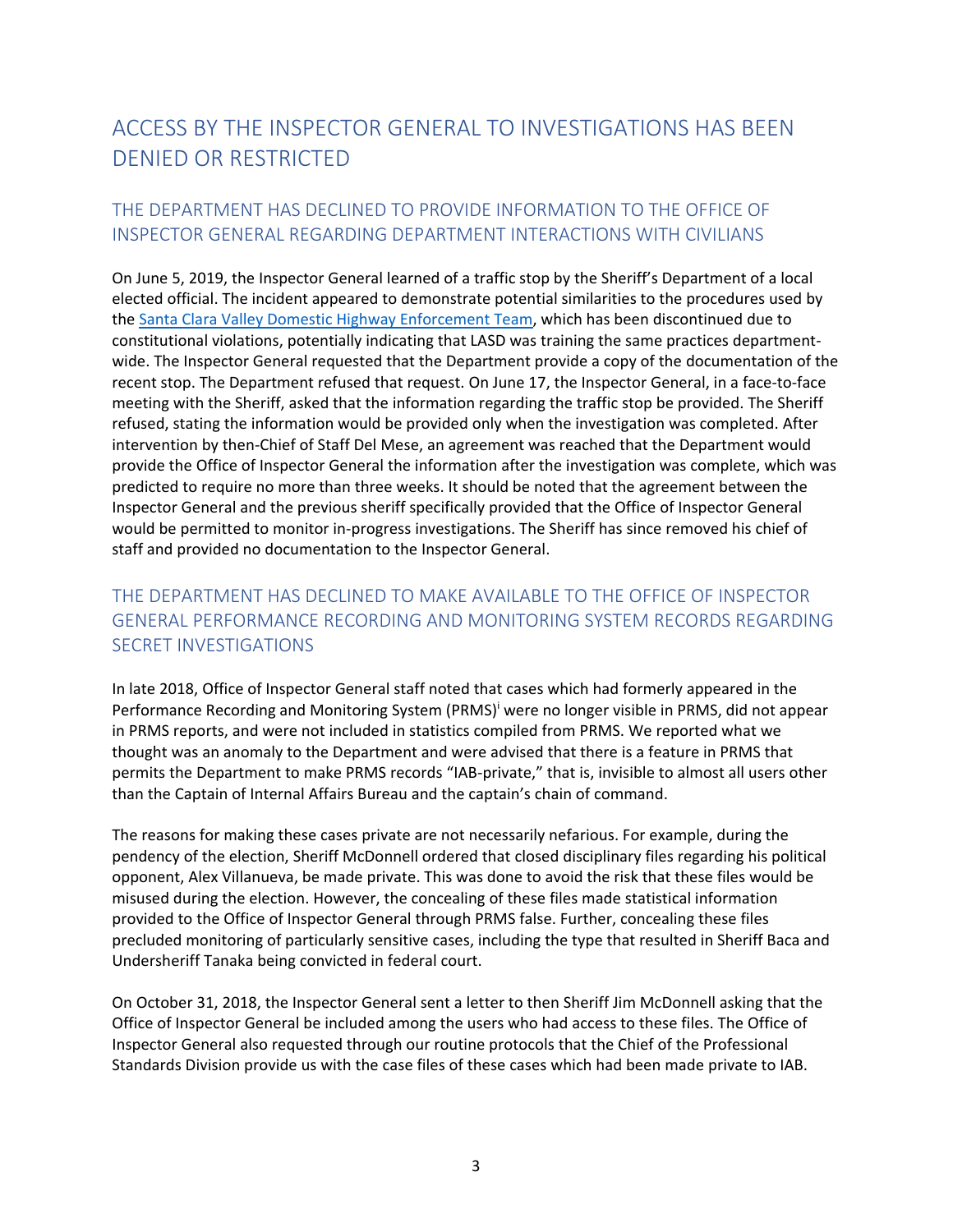## ACCESS BY THE INSPECTOR GENERAL TO INVESTIGATIONS HAS BEEN DENIED OR RESTRICTED

### THE DEPARTMENT HAS DECLINED TO PROVIDE INFORMATION TO THE OFFICE OF INSPECTOR GENERAL REGARDING DEPARTMENT INTERACTIONS WITH CIVILIANS

On June 5, 2019, the Inspector General learned of a traffic stop by the Sheriff's Department of a local elected official. The incident appeared to demonstrate potential similarities to the procedures used by the Santa Clara Valley Domestic Highway Enforcement Team, which has been discontinued due to constitutional violations, potentially indicating that LASD was training the same practices department-wide. The Inspector General requested that the Department provide a copy of the documentation of the recent stop. The Department refused that request. On June 17, the Inspector General, in a face-to-face meeting with the Sheriff, asked that the information regarding the traffic stop be provided. The Sheriff refused, stating the information would be provided only when the investigation was completed. After intervention by then-Chief of Staff Del Mese, an agreement was reached that the Department would provide the Office of Inspector General the information after the investigation was complete, which was predicted to require no more than three weeks. It should be noted that the agreement between the Inspector General and the previous sheriff specifically provided that the Office of Inspector General would be permitted to monitor in-progress investigations. The Sheriff has since removed his chief of staff and provided no documentation to the Inspector General.

### THE DEPARTMENT HAS DECLINED TO MAKE AVAILABLE TO THE OFFICE OF INSPECTOR GENERAL PERFORMANCE RECORDING AND MONITORING SYSTEM RECORDS REGARDING SECRET INVESTIGATIONS

In late 2018, Office of Inspector General staff noted that cases which had formerly appeared in the Performance Recording and Monitoring System (PRMS)[i] were no longer visible in PRMS, did not appear in PRMS reports, and were not included in statistics compiled from PRMS. We reported what we thought was an anomaly to the Department and were advised that there is a feature in PRMS that permits the Department to make PRMS records "IAB-private," that is, invisible to almost all users other than the Captain of Internal Affairs Bureau and the captain's chain of command.

The reasons for making these cases private are not necessarily nefarious. For example, during the pendency of the election, Sheriff McDonnell ordered that closed disciplinary files regarding his political opponent, Alex Villanueva, be made private. This was done to avoid the risk that these files would be misused during the election. However, the concealing of these files made statistical information provided to the Office of Inspector General through PRMS false. Further, concealing these files precluded monitoring of particularly sensitive cases, including the type that resulted in Sheriff Baca and Undersheriff Tanaka being convicted in federal court.

On October 31, 2018, the Inspector General sent a letter to then Sheriff Jim McDonnell asking that the Office of Inspector General be included among the users who had access to these files. The Office of Inspector General also requested through our routine protocols that the Chief of the Professional Standards Division provide us with the case files of these cases which had been made private to IAB.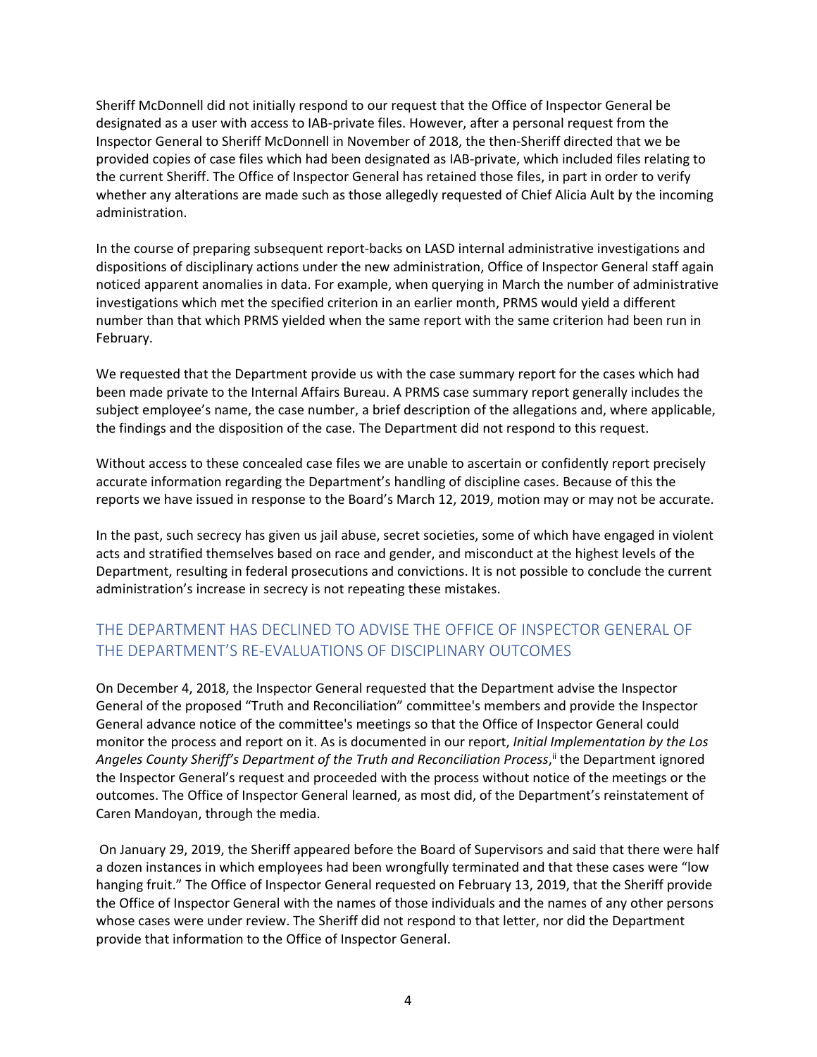Sheriff McDonnell did not initially respond to our request that the Office of Inspector General be designated as a user with access to IAB-private files. However, after a personal request from the Inspector General to Sheriff McDonnell in November of 2018, the then-Sheriff directed that we be provided copies of case files which had been designated as IAB-private, which included files relating to the current Sheriff. The Office of Inspector General has retained those files, in part in order to verify whether any alterations are made such as those allegedly requested of Chief Alicia Ault by the incoming administration.

In the course of preparing subsequent report-backs on LASD internal administrative investigations and dispositions of disciplinary actions under the new administration, Office of Inspector General staff again noticed apparent anomalies in data. For example, when querying in March the number of administrative investigations which met the specified criterion in an earlier month, PRMS would yield a different number than that which PRMS yielded when the same report with the same criterion had been run in February.

We requested that the Department provide us with the case summary report for the cases which had been made private to the Internal Affairs Bureau. A PRMS case summary report generally includes the subject employee's name, the case number, a brief description of the allegations and, where applicable, the findings and the disposition of the case. The Department did not respond to this request.

Without access to these concealed case files we are unable to ascertain or confidently report precisely accurate information regarding the Department's handling of discipline cases. Because of this the reports we have issued in response to the Board's March 12, 2019, motion may or may not be accurate.

In the past, such secrecy has given us jail abuse, secret societies, some of which have engaged in violent acts and stratified themselves based on race and gender, and misconduct at the highest levels of the Department, resulting in federal prosecutions and convictions. It is not possible to conclude the current administration's increase in secrecy is not repeating these mistakes.

## THE DEPARTMENT HAS DECLINED TO ADVISE THE OFFICE OF INSPECTOR GENERAL OF THE DEPARTMENT'S RE-EVALUATIONS OF DISCIPLINARY OUTCOMES

On December 4, 2018, the Inspector General requested that the Department advise the Inspector General of the proposed "Truth and Reconciliation" committee's members and provide the Inspector General advance notice of the committee's meetings so that the Office of Inspector General could monitor the process and report on it. As is documented in our report, *Initial Implementation by the Los Angeles County Sheriff's Department of the Truth and Reconciliation Process*,[ii] the Department ignored the Inspector General's request and proceeded with the process without notice of the meetings or the outcomes. The Office of Inspector General learned, as most did, of the Department's reinstatement of Caren Mandoyan, through the media.

On January 29, 2019, the Sheriff appeared before the Board of Supervisors and said that there were half a dozen instances in which employees had been wrongfully terminated and that these cases were "low hanging fruit." The Office of Inspector General requested on February 13, 2019, that the Sheriff provide the Office of Inspector General with the names of those individuals and the names of any other persons whose cases were under review. The Sheriff did not respond to that letter, nor did the Department provide that information to the Office of Inspector General.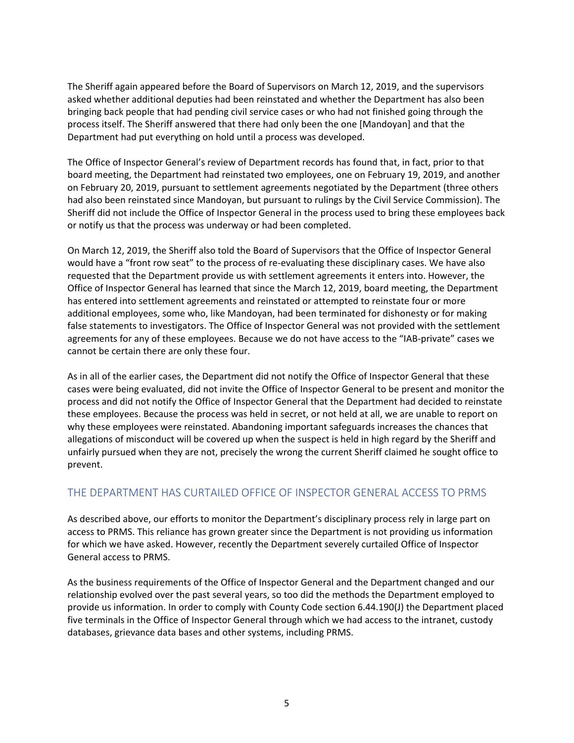The Sheriff again appeared before the Board of Supervisors on March 12, 2019, and the supervisors asked whether additional deputies had been reinstated and whether the Department has also been bringing back people that had pending civil service cases or who had not finished going through the process itself. The Sheriff answered that there had only been the one [Mandoyan] and that the Department had put everything on hold until a process was developed.

The Office of Inspector General's review of Department records has found that, in fact, prior to that board meeting, the Department had reinstated two employees, one on February 19, 2019, and another on February 20, 2019, pursuant to settlement agreements negotiated by the Department (three others had also been reinstated since Mandoyan, but pursuant to rulings by the Civil Service Commission). The Sheriff did not include the Office of Inspector General in the process used to bring these employees back or notify us that the process was underway or had been completed.

On March 12, 2019, the Sheriff also told the Board of Supervisors that the Office of Inspector General would have a "front row seat" to the process of re-evaluating these disciplinary cases. We have also requested that the Department provide us with settlement agreements it enters into. However, the Office of Inspector General has learned that since the March 12, 2019, board meeting, the Department has entered into settlement agreements and reinstated or attempted to reinstate four or more additional employees, some who, like Mandoyan, had been terminated for dishonesty or for making false statements to investigators. The Office of Inspector General was not provided with the settlement agreements for any of these employees. Because we do not have access to the "IAB-private" cases we cannot be certain there are only these four.

As in all of the earlier cases, the Department did not notify the Office of Inspector General that these cases were being evaluated, did not invite the Office of Inspector General to be present and monitor the process and did not notify the Office of Inspector General that the Department had decided to reinstate these employees. Because the process was held in secret, or not held at all, we are unable to report on why these employees were reinstated. Abandoning important safeguards increases the chances that allegations of misconduct will be covered up when the suspect is held in high regard by the Sheriff and unfairly pursued when they are not, precisely the wrong the current Sheriff claimed he sought office to prevent.

## THE DEPARTMENT HAS CURTAILED OFFICE OF INSPECTOR GENERAL ACCESS TO PRMS

As described above, our efforts to monitor the Department's disciplinary process rely in large part on access to PRMS. This reliance has grown greater since the Department is not providing us information for which we have asked. However, recently the Department severely curtailed Office of Inspector General access to PRMS.

As the business requirements of the Office of Inspector General and the Department changed and our relationship evolved over the past several years, so too did the methods the Department employed to provide us information. In order to comply with County Code section 6.44.190(J) the Department placed five terminals in the Office of Inspector General through which we had access to the intranet, custody databases, grievance data bases and other systems, including PRMS.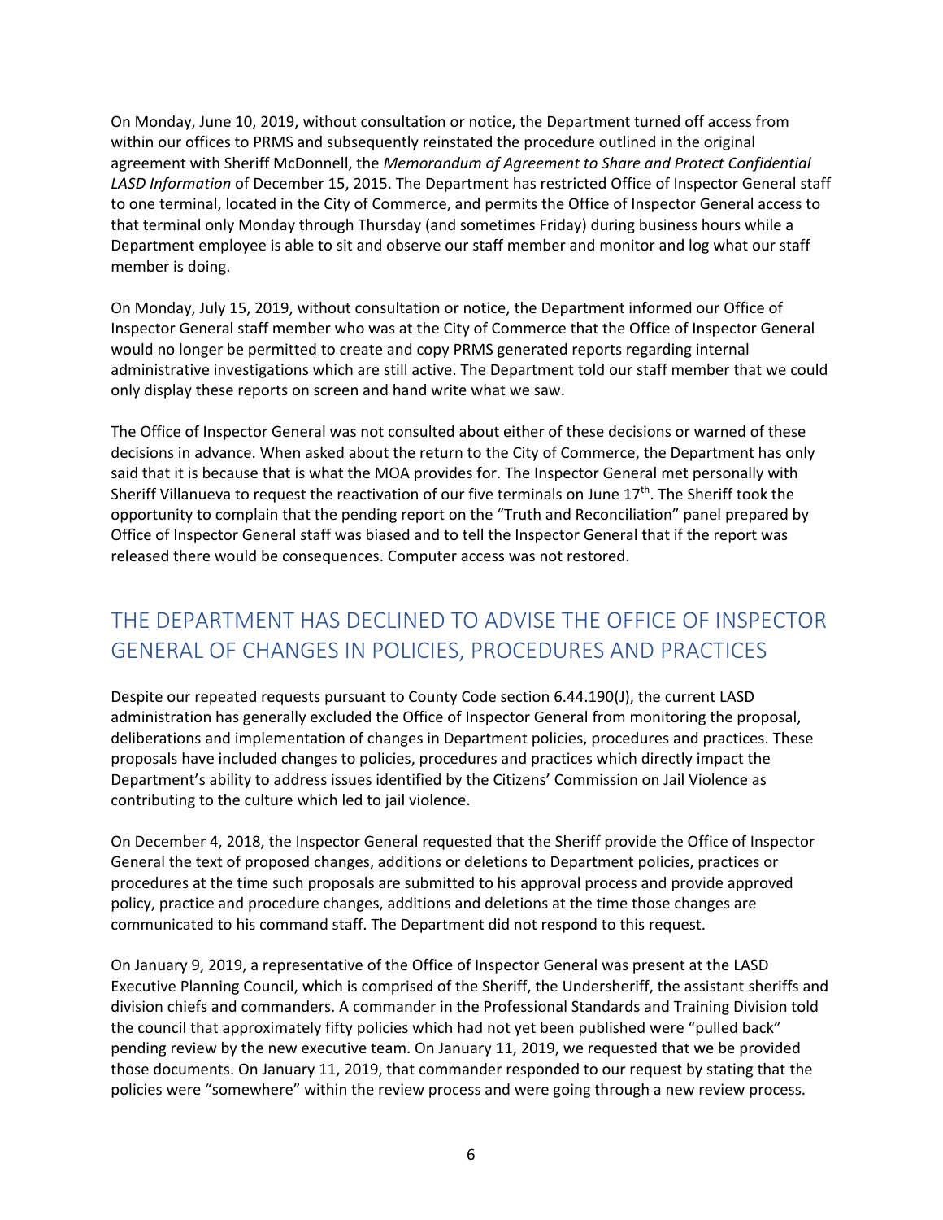On Monday, June 10, 2019, without consultation or notice, the Department turned off access from within our offices to PRMS and subsequently reinstated the procedure outlined in the original agreement with Sheriff McDonnell, the *Memorandum of Agreement to Share and Protect Confidential LASD Information* of December 15, 2015. The Department has restricted Office of Inspector General staff to one terminal, located in the City of Commerce, and permits the Office of Inspector General access to that terminal only Monday through Thursday (and sometimes Friday) during business hours while a Department employee is able to sit and observe our staff member and monitor and log what our staff member is doing.

On Monday, July 15, 2019, without consultation or notice, the Department informed our Office of Inspector General staff member who was at the City of Commerce that the Office of Inspector General would no longer be permitted to create and copy PRMS generated reports regarding internal administrative investigations which are still active. The Department told our staff member that we could only display these reports on screen and hand write what we saw.

The Office of Inspector General was not consulted about either of these decisions or warned of these decisions in advance. When asked about the return to the City of Commerce, the Department has only said that it is because that is what the MOA provides for. The Inspector General met personally with Sheriff Villanueva to request the reactivation of our five terminals on June 17th. The Sheriff took the opportunity to complain that the pending report on the "Truth and Reconciliation" panel prepared by Office of Inspector General staff was biased and to tell the Inspector General that if the report was released there would be consequences. Computer access was not restored.

## THE DEPARTMENT HAS DECLINED TO ADVISE THE OFFICE OF INSPECTOR GENERAL OF CHANGES IN POLICIES, PROCEDURES AND PRACTICES

Despite our repeated requests pursuant to County Code section 6.44.190(J), the current LASD administration has generally excluded the Office of Inspector General from monitoring the proposal, deliberations and implementation of changes in Department policies, procedures and practices. These proposals have included changes to policies, procedures and practices which directly impact the Department's ability to address issues identified by the Citizens' Commission on Jail Violence as contributing to the culture which led to jail violence.

On December 4, 2018, the Inspector General requested that the Sheriff provide the Office of Inspector General the text of proposed changes, additions or deletions to Department policies, practices or procedures at the time such proposals are submitted to his approval process and provide approved policy, practice and procedure changes, additions and deletions at the time those changes are communicated to his command staff. The Department did not respond to this request.

On January 9, 2019, a representative of the Office of Inspector General was present at the LASD Executive Planning Council, which is comprised of the Sheriff, the Undersheriff, the assistant sheriffs and division chiefs and commanders. A commander in the Professional Standards and Training Division told the council that approximately fifty policies which had not yet been published were "pulled back" pending review by the new executive team. On January 11, 2019, we requested that we be provided those documents. On January 11, 2019, that commander responded to our request by stating that the policies were "somewhere" within the review process and were going through a new review process.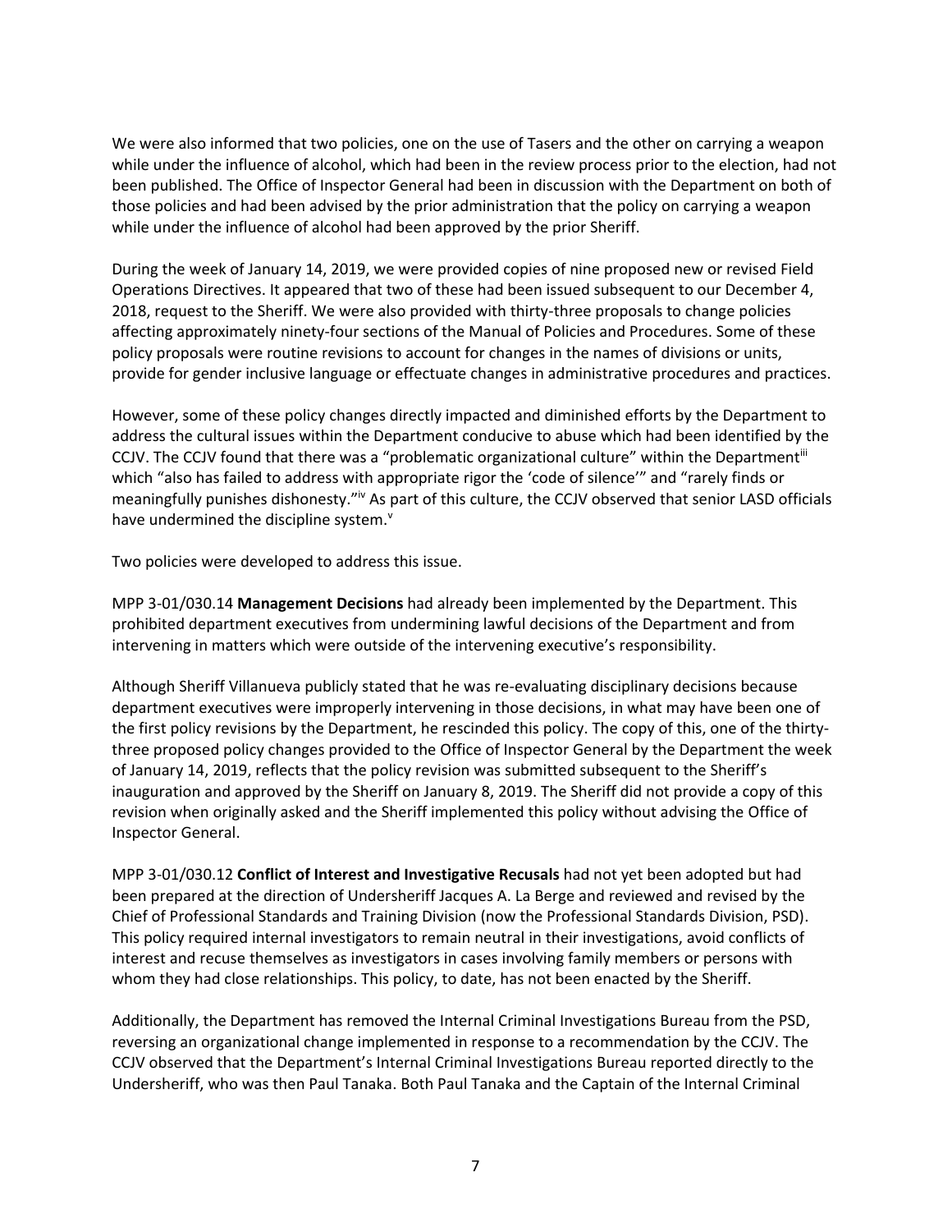We were also informed that two policies, one on the use of Tasers and the other on carrying a weapon while under the influence of alcohol, which had been in the review process prior to the election, had not been published. The Office of Inspector General had been in discussion with the Department on both of those policies and had been advised by the prior administration that the policy on carrying a weapon while under the influence of alcohol had been approved by the prior Sheriff.

During the week of January 14, 2019, we were provided copies of nine proposed new or revised Field Operations Directives. It appeared that two of these had been issued subsequent to our December 4, 2018, request to the Sheriff. We were also provided with thirty-three proposals to change policies affecting approximately ninety-four sections of the Manual of Policies and Procedures. Some of these policy proposals were routine revisions to account for changes in the names of divisions or units, provide for gender inclusive language or effectuate changes in administrative procedures and practices.

However, some of these policy changes directly impacted and diminished efforts by the Department to address the cultural issues within the Department conducive to abuse which had been identified by the CCJV. The CCJV found that there was a "problematic organizational culture" within the Department[iii] which "also has failed to address with appropriate rigor the 'code of silence'" and "rarely finds or meaningfully punishes dishonesty."[iv] As part of this culture, the CCJV observed that senior LASD officials have undermined the discipline system.[v]

Two policies were developed to address this issue.

MPP 3-01/030.14 **Management Decisions** had already been implemented by the Department. This prohibited department executives from undermining lawful decisions of the Department and from intervening in matters which were outside of the intervening executive's responsibility.

Although Sheriff Villanueva publicly stated that he was re-evaluating disciplinary decisions because department executives were improperly intervening in those decisions, in what may have been one of the first policy revisions by the Department, he rescinded this policy. The copy of this, one of the thirty-three proposed policy changes provided to the Office of Inspector General by the Department the week of January 14, 2019, reflects that the policy revision was submitted subsequent to the Sheriff's inauguration and approved by the Sheriff on January 8, 2019. The Sheriff did not provide a copy of this revision when originally asked and the Sheriff implemented this policy without advising the Office of Inspector General.

MPP 3-01/030.12 **Conflict of Interest and Investigative Recusals** had not yet been adopted but had been prepared at the direction of Undersheriff Jacques A. La Berge and reviewed and revised by the Chief of Professional Standards and Training Division (now the Professional Standards Division, PSD). This policy required internal investigators to remain neutral in their investigations, avoid conflicts of interest and recuse themselves as investigators in cases involving family members or persons with whom they had close relationships. This policy, to date, has not been enacted by the Sheriff.

Additionally, the Department has removed the Internal Criminal Investigations Bureau from the PSD, reversing an organizational change implemented in response to a recommendation by the CCJV. The CCJV observed that the Department's Internal Criminal Investigations Bureau reported directly to the Undersheriff, who was then Paul Tanaka. Both Paul Tanaka and the Captain of the Internal Criminal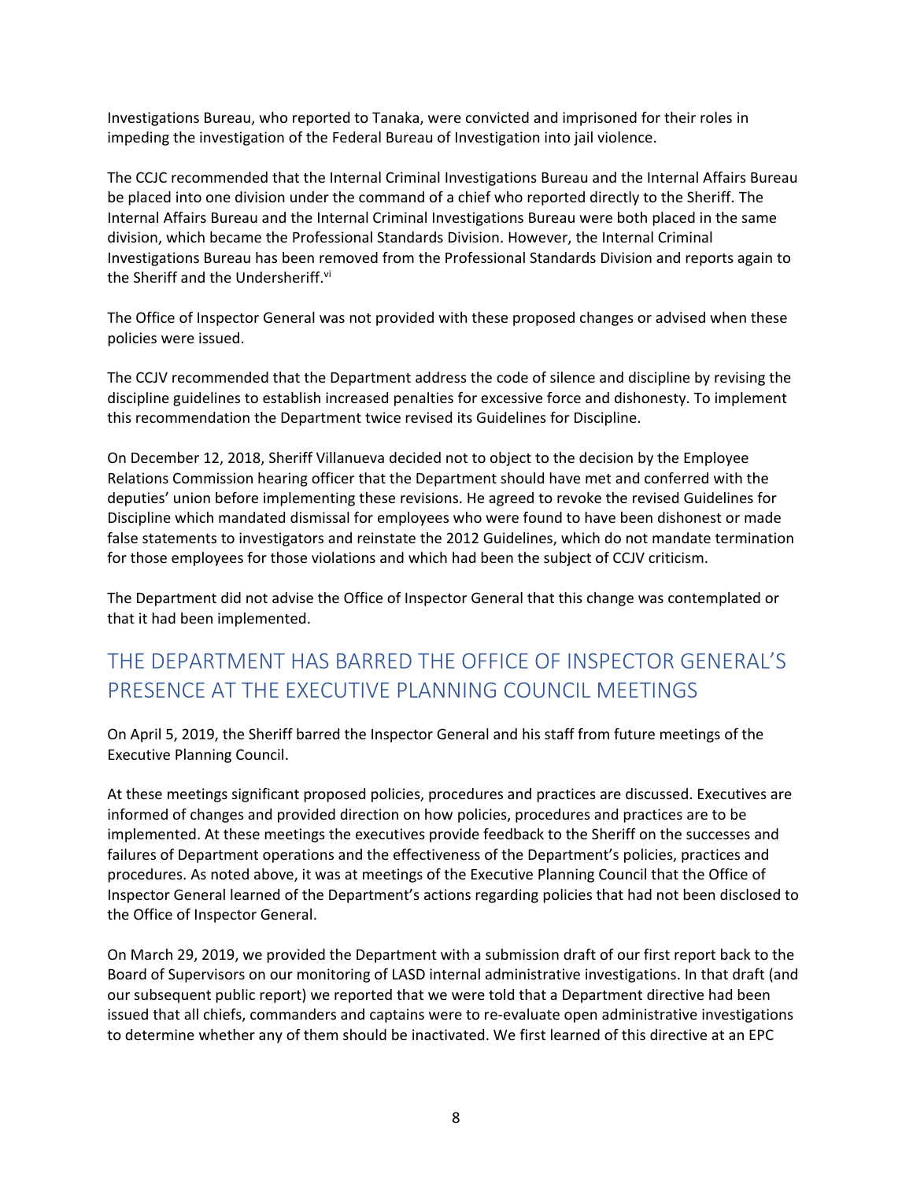Investigations Bureau, who reported to Tanaka, were convicted and imprisoned for their roles in impeding the investigation of the Federal Bureau of Investigation into jail violence.

The CCJC recommended that the Internal Criminal Investigations Bureau and the Internal Affairs Bureau be placed into one division under the command of a chief who reported directly to the Sheriff. The Internal Affairs Bureau and the Internal Criminal Investigations Bureau were both placed in the same division, which became the Professional Standards Division. However, the Internal Criminal Investigations Bureau has been removed from the Professional Standards Division and reports again to the Sheriff and the Undersheriff.[vi]

The Office of Inspector General was not provided with these proposed changes or advised when these policies were issued.

The CCJV recommended that the Department address the code of silence and discipline by revising the discipline guidelines to establish increased penalties for excessive force and dishonesty. To implement this recommendation the Department twice revised its Guidelines for Discipline.

On December 12, 2018, Sheriff Villanueva decided not to object to the decision by the Employee Relations Commission hearing officer that the Department should have met and conferred with the deputies' union before implementing these revisions. He agreed to revoke the revised Guidelines for Discipline which mandated dismissal for employees who were found to have been dishonest or made false statements to investigators and reinstate the 2012 Guidelines, which do not mandate termination for those employees for those violations and which had been the subject of CCJV criticism.

The Department did not advise the Office of Inspector General that this change was contemplated or that it had been implemented.

## THE DEPARTMENT HAS BARRED THE OFFICE OF INSPECTOR GENERAL'S PRESENCE AT THE EXECUTIVE PLANNING COUNCIL MEETINGS

On April 5, 2019, the Sheriff barred the Inspector General and his staff from future meetings of the Executive Planning Council.

At these meetings significant proposed policies, procedures and practices are discussed. Executives are informed of changes and provided direction on how policies, procedures and practices are to be implemented. At these meetings the executives provide feedback to the Sheriff on the successes and failures of Department operations and the effectiveness of the Department's policies, practices and procedures. As noted above, it was at meetings of the Executive Planning Council that the Office of Inspector General learned of the Department's actions regarding policies that had not been disclosed to the Office of Inspector General.

On March 29, 2019, we provided the Department with a submission draft of our first report back to the Board of Supervisors on our monitoring of LASD internal administrative investigations. In that draft (and our subsequent public report) we reported that we were told that a Department directive had been issued that all chiefs, commanders and captains were to re-evaluate open administrative investigations to determine whether any of them should be inactivated. We first learned of this directive at an EPC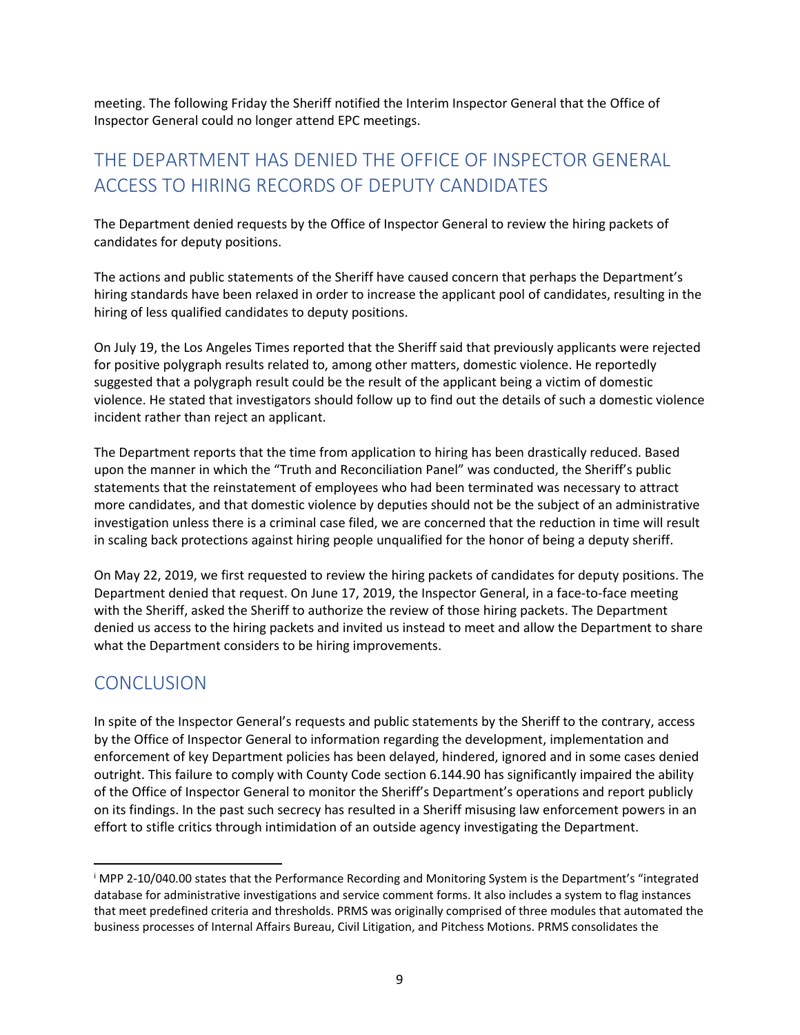meeting. The following Friday the Sheriff notified the Interim Inspector General that the Office of Inspector General could no longer attend EPC meetings.

## THE DEPARTMENT HAS DENIED THE OFFICE OF INSPECTOR GENERAL ACCESS TO HIRING RECORDS OF DEPUTY CANDIDATES

The Department denied requests by the Office of Inspector General to review the hiring packets of candidates for deputy positions.

The actions and public statements of the Sheriff have caused concern that perhaps the Department's hiring standards have been relaxed in order to increase the applicant pool of candidates, resulting in the hiring of less qualified candidates to deputy positions.

On July 19, the Los Angeles Times reported that the Sheriff said that previously applicants were rejected for positive polygraph results related to, among other matters, domestic violence. He reportedly suggested that a polygraph result could be the result of the applicant being a victim of domestic violence. He stated that investigators should follow up to find out the details of such a domestic violence incident rather than reject an applicant.

The Department reports that the time from application to hiring has been drastically reduced. Based upon the manner in which the "Truth and Reconciliation Panel" was conducted, the Sheriff's public statements that the reinstatement of employees who had been terminated was necessary to attract more candidates, and that domestic violence by deputies should not be the subject of an administrative investigation unless there is a criminal case filed, we are concerned that the reduction in time will result in scaling back protections against hiring people unqualified for the honor of being a deputy sheriff.

On May 22, 2019, we first requested to review the hiring packets of candidates for deputy positions. The Department denied that request. On June 17, 2019, the Inspector General, in a face-to-face meeting with the Sheriff, asked the Sheriff to authorize the review of those hiring packets. The Department denied us access to the hiring packets and invited us instead to meet and allow the Department to share what the Department considers to be hiring improvements.

## CONCLUSION

In spite of the Inspector General's requests and public statements by the Sheriff to the contrary, access by the Office of Inspector General to information regarding the development, implementation and enforcement of key Department policies has been delayed, hindered, ignored and in some cases denied outright. This failure to comply with County Code section 6.144.90 has significantly impaired the ability of the Office of Inspector General to monitor the Sheriff's Department's operations and report publicly on its findings. In the past such secrecy has resulted in a Sheriff misusing law enforcement powers in an effort to stifle critics through intimidation of an outside agency investigating the Department.

---

[i] MPP 2-10/040.00 states that the Performance Recording and Monitoring System is the Department's "integrated database for administrative investigations and service comment forms. It also includes a system to flag instances that meet predefined criteria and thresholds. PRMS was originally comprised of three modules that automated the business processes of Internal Affairs Bureau, Civil Litigation, and Pitchess Motions. PRMS consolidates the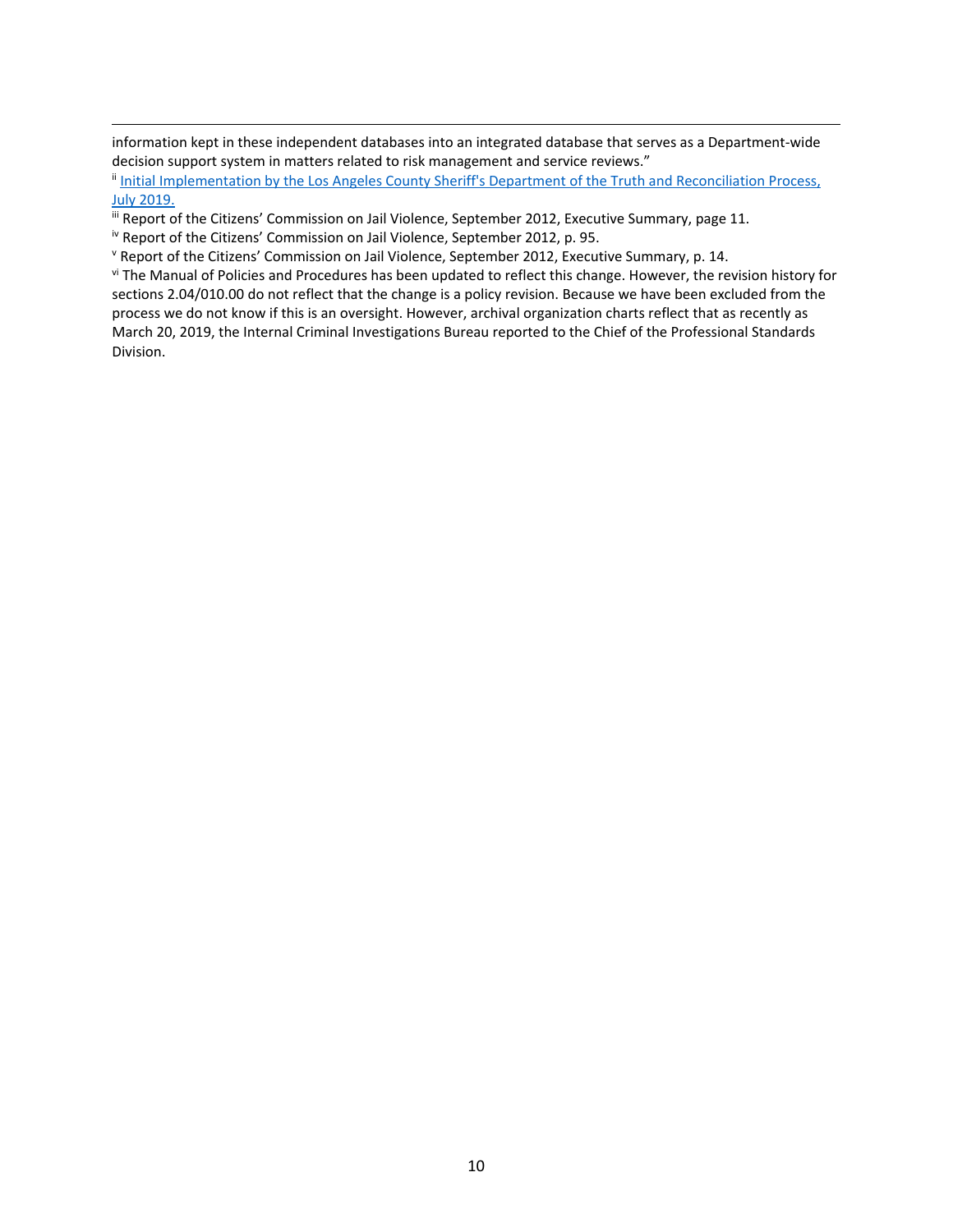information kept in these independent databases into an integrated database that serves as a Department-wide decision support system in matters related to risk management and service reviews."

[ii] Initial Implementation by the Los Angeles County Sheriff's Department of the Truth and Reconciliation Process, July 2019.

[iii] Report of the Citizens' Commission on Jail Violence, September 2012, Executive Summary, page 11.

[iv] Report of the Citizens' Commission on Jail Violence, September 2012, p. 95.

[v] Report of the Citizens' Commission on Jail Violence, September 2012, Executive Summary, p. 14.

[vi] The Manual of Policies and Procedures has been updated to reflect this change. However, the revision history for sections 2.04/010.00 do not reflect that the change is a policy revision. Because we have been excluded from the process we do not know if this is an oversight. However, archival organization charts reflect that as recently as March 20, 2019, the Internal Criminal Investigations Bureau reported to the Chief of the Professional Standards Division.